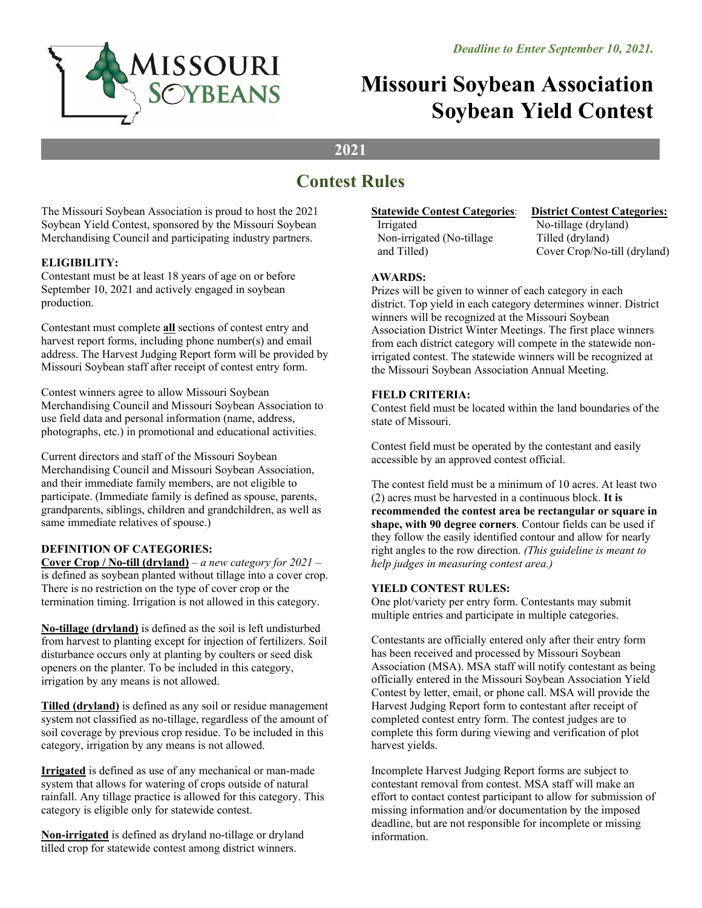*Deadline to Enter September 10, 2021.*

# Missouri Soybean Association Soybean Yield Contest

**2021**

## Contest Rules

The Missouri Soybean Association is proud to host the 2021 Soybean Yield Contest, sponsored by the Missouri Soybean Merchandising Council and participating industry partners.

### ELIGIBILITY:

Contestant must be at least 18 years of age on or before September 10, 2021 and actively engaged in soybean production.

Contestant must complete **all** sections of contest entry and harvest report forms, including phone number(s) and email address. The Harvest Judging Report form will be provided by Missouri Soybean staff after receipt of contest entry form.

Contest winners agree to allow Missouri Soybean Merchandising Council and Missouri Soybean Association to use field data and personal information (name, address, photographs, etc.) in promotional and educational activities.

Current directors and staff of the Missouri Soybean Merchandising Council and Missouri Soybean Association, and their immediate family members, are not eligible to participate. (Immediate family is defined as spouse, parents, grandparents, siblings, children and grandchildren, as well as same immediate relatives of spouse.)

### DEFINITION OF CATEGORIES:

**Cover Crop / No-till (dryland)** – *a new category for 2021* – is defined as soybean planted without tillage into a cover crop. There is no restriction on the type of cover crop or the termination timing. Irrigation is not allowed in this category.

**No-tillage (dryland)** is defined as the soil is left undisturbed from harvest to planting except for injection of fertilizers. Soil disturbance occurs only at planting by coulters or seed disk openers on the planter. To be included in this category, irrigation by any means is not allowed.

**Tilled (dryland)** is defined as any soil or residue management system not classified as no-tillage, regardless of the amount of soil coverage by previous crop residue. To be included in this category, irrigation by any means is not allowed.

**Irrigated** is defined as use of any mechanical or man-made system that allows for watering of crops outside of natural rainfall. Any tillage practice is allowed for this category. This category is eligible only for statewide contest.

**Non-irrigated** is defined as dryland no-tillage or dryland tilled crop for statewide contest among district winners.

**Statewide Contest Categories:**
- Irrigated
- Non-irrigated (No-tillage and Tilled)

**District Contest Categories:**
- No-tillage (dryland)
- Tilled (dryland)
- Cover Crop/No-till (dryland)

### AWARDS:

Prizes will be given to winner of each category in each district. Top yield in each category determines winner. District winners will be recognized at the Missouri Soybean Association District Winter Meetings. The first place winners from each district category will compete in the statewide non-irrigated contest. The statewide winners will be recognized at the Missouri Soybean Association Annual Meeting.

### FIELD CRITERIA:

Contest field must be located within the land boundaries of the state of Missouri.

Contest field must be operated by the contestant and easily accessible by an approved contest official.

The contest field must be a minimum of 10 acres. At least two (2) acres must be harvested in a continuous block. **It is recommended the contest area be rectangular or square in shape, with 90 degree corners**. Contour fields can be used if they follow the easily identified contour and allow for nearly right angles to the row direction. *(This guideline is meant to help judges in measuring contest area.)*

### YIELD CONTEST RULES:

One plot/variety per entry form. Contestants may submit multiple entries and participate in multiple categories.

Contestants are officially entered only after their entry form has been received and processed by Missouri Soybean Association (MSA). MSA staff will notify contestant as being officially entered in the Missouri Soybean Association Yield Contest by letter, email, or phone call. MSA will provide the Harvest Judging Report form to contestant after receipt of completed contest entry form. The contest judges are to complete this form during viewing and verification of plot harvest yields.

Incomplete Harvest Judging Report forms are subject to contestant removal from contest. MSA staff will make an effort to contact contest participant to allow for submission of missing information and/or documentation by the imposed deadline, but are not responsible for incomplete or missing information.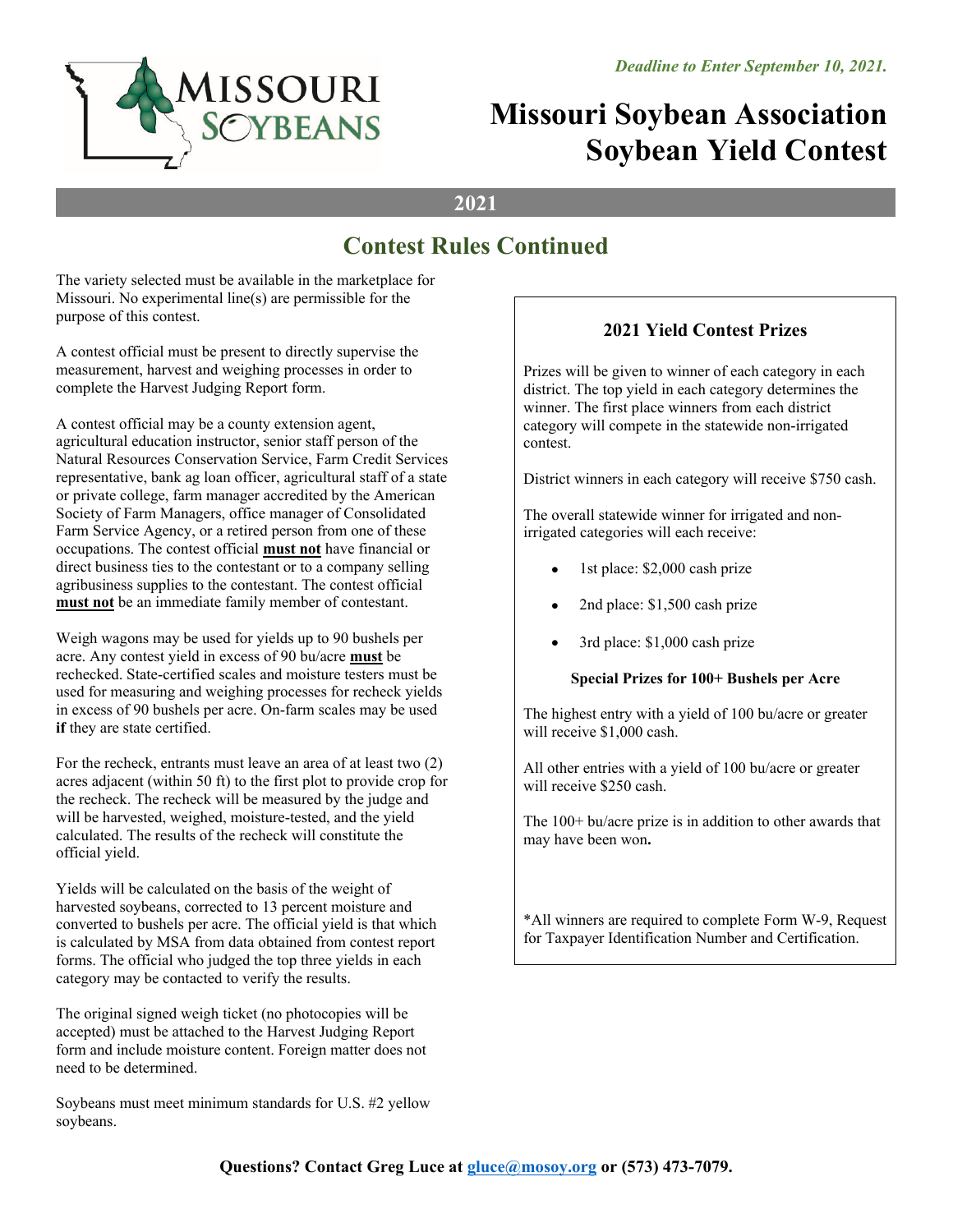*Deadline to Enter September 10, 2021.*

# Missouri Soybean Association Soybean Yield Contest

**2021**

## Contest Rules Continued

The variety selected must be available in the marketplace for Missouri. No experimental line(s) are permissible for the purpose of this contest.

A contest official must be present to directly supervise the measurement, harvest and weighing processes in order to complete the Harvest Judging Report form.

A contest official may be a county extension agent, agricultural education instructor, senior staff person of the Natural Resources Conservation Service, Farm Credit Services representative, bank ag loan officer, agricultural staff of a state or private college, farm manager accredited by the American Society of Farm Managers, office manager of Consolidated Farm Service Agency, or a retired person from one of these occupations. The contest official **must not** have financial or direct business ties to the contestant or to a company selling agribusiness supplies to the contestant. The contest official **must not** be an immediate family member of contestant.

Weigh wagons may be used for yields up to 90 bushels per acre. Any contest yield in excess of 90 bu/acre **must** be rechecked. State-certified scales and moisture testers must be used for measuring and weighing processes for recheck yields in excess of 90 bushels per acre. On-farm scales may be used **if** they are state certified.

For the recheck, entrants must leave an area of at least two (2) acres adjacent (within 50 ft) to the first plot to provide crop for the recheck. The recheck will be measured by the judge and will be harvested, weighed, moisture-tested, and the yield calculated. The results of the recheck will constitute the official yield.

Yields will be calculated on the basis of the weight of harvested soybeans, corrected to 13 percent moisture and converted to bushels per acre. The official yield is that which is calculated by MSA from data obtained from contest report forms. The official who judged the top three yields in each category may be contacted to verify the results.

The original signed weigh ticket (no photocopies will be accepted) must be attached to the Harvest Judging Report form and include moisture content. Foreign matter does not need to be determined.

Soybeans must meet minimum standards for U.S. #2 yellow soybeans.

### 2021 Yield Contest Prizes

Prizes will be given to winner of each category in each district. The top yield in each category determines the winner. The first place winners from each district category will compete in the statewide non-irrigated contest.

District winners in each category will receive $750 cash.

The overall statewide winner for irrigated and non-irrigated categories will each receive:

- 1st place: $2,000 cash prize
- 2nd place: $1,500 cash prize
- 3rd place: $1,000 cash prize

**Special Prizes for 100+ Bushels per Acre**

The highest entry with a yield of 100 bu/acre or greater will receive $1,000 cash.

All other entries with a yield of 100 bu/acre or greater will receive $250 cash.

The 100+ bu/acre prize is in addition to other awards that may have been won**.**

*All winners are required to complete Form W-9, Request for Taxpayer Identification Number and Certification.

**Questions? Contact Greg Luce at gluce@mosoy.org or (573) 473-7079.**